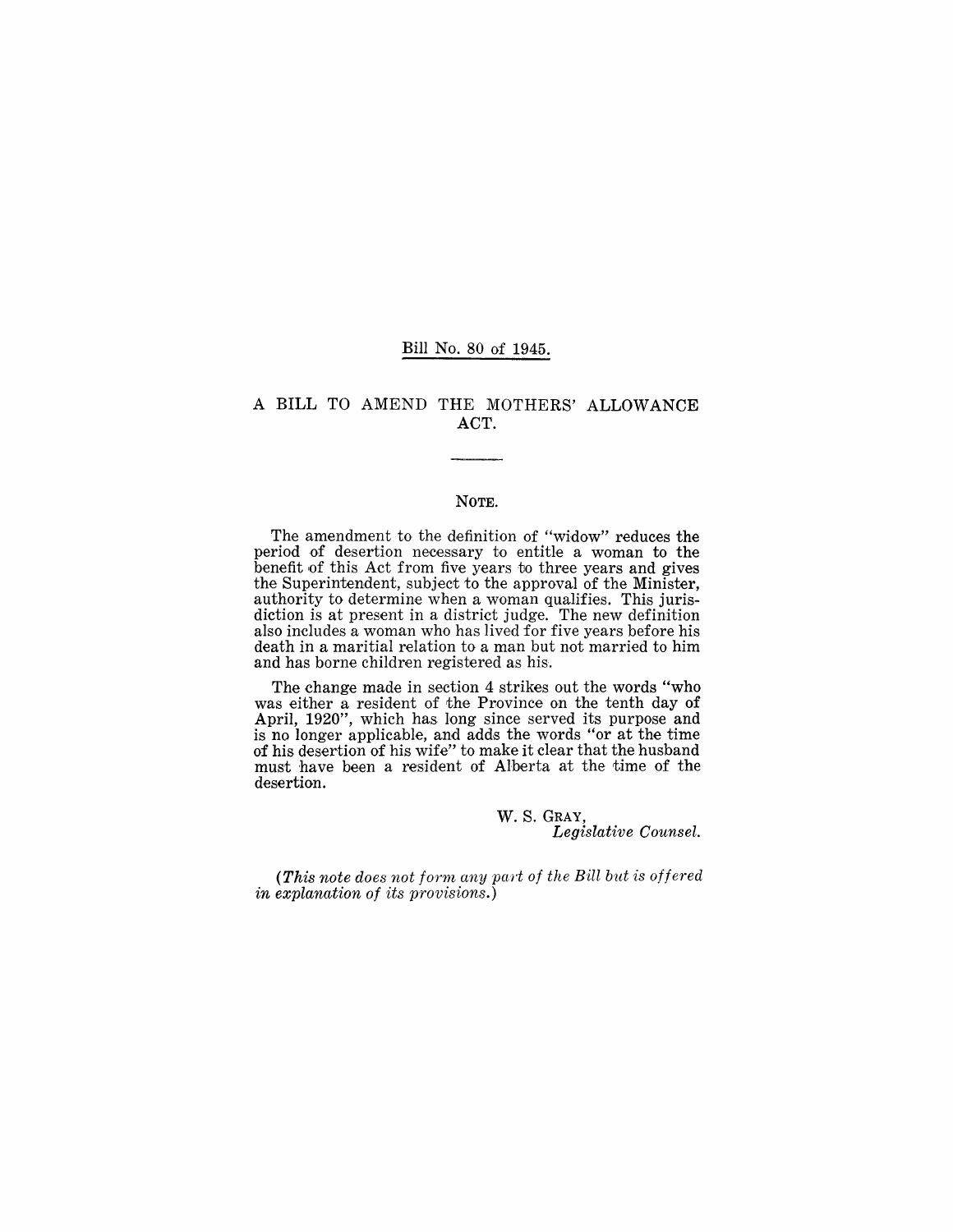Bill No. 80 of 1945.

# A BILL TO AMEND THE MOTHERS' ALLOWANCE ACT.

---

## NOTE.

The amendment to the definition of "widow" reduces the period of desertion necessary to entitle a woman to the benefit of this Act from five years to three years and gives the Superintendent, subject to the approval of the Minister, authority to determine when a woman qualifies. This jurisdiction is at present in a district judge. The new definition also includes a woman who has lived for five years before his death in a maritial relation to a man but not married to him and has borne children registered as his.

The change made in section 4 strikes out the words "who was either a resident of the Province on the tenth day of April, 1920", which has long since served its purpose and is no longer applicable, and adds the words "or at the time of his desertion of his wife" to make it clear that the husband must have been a resident of Alberta at the time of the desertion.

W. S. GRAY,
*Legislative Counsel.*

*(This note does not form any part of the Bill but is offered in explanation of its provisions.)*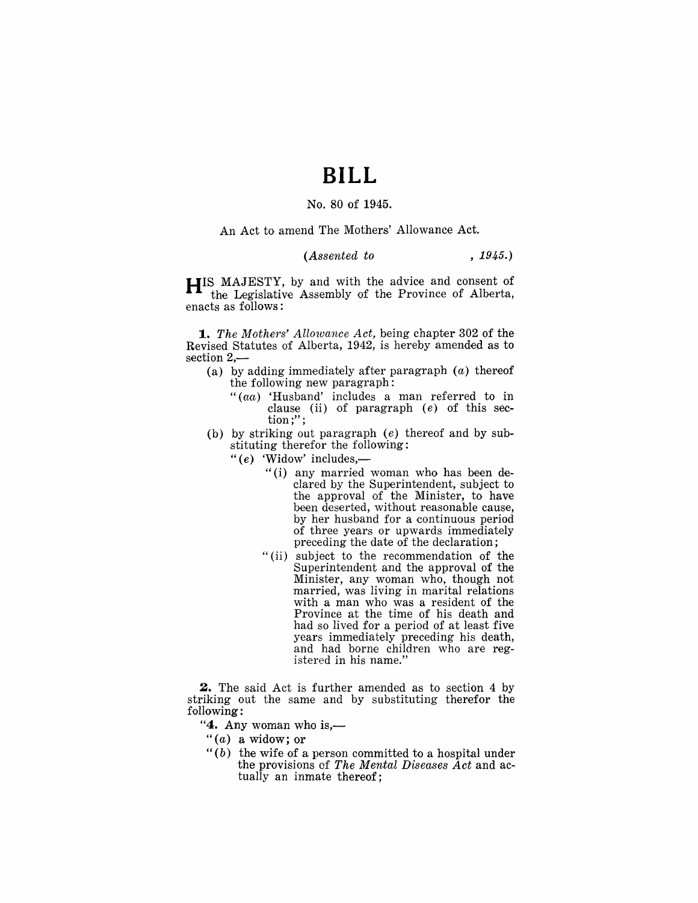# BILL

No. 80 of 1945.

An Act to amend The Mothers' Allowance Act.

*(Assented to , 1945.)*

HIS MAJESTY, by and with the advice and consent of the Legislative Assembly of the Province of Alberta, enacts as follows:

**1.** *The Mothers' Allowance Act,* being chapter 302 of the Revised Statutes of Alberta, 1942, is hereby amended as to section 2,—

(a) by adding immediately after paragraph (*a*) thereof the following new paragraph:

"(*aa*) 'Husband' includes a man referred to in clause (ii) of paragraph (*e*) of this section;";

(b) by striking out paragraph (*e*) thereof and by substituting therefor the following:

"(*e*) 'Widow' includes,—

"(i) any married woman who has been declared by the Superintendent, subject to the approval of the Minister, to have been deserted, without reasonable cause, by her husband for a continuous period of three years or upwards immediately preceding the date of the declaration;

"(ii) subject to the recommendation of the Superintendent and the approval of the Minister, any woman who, though not married, was living in marital relations with a man who was a resident of the Province at the time of his death and had so lived for a period of at least five years immediately preceding his death, and had borne children who are registered in his name."

**2.** The said Act is further amended as to section 4 by striking out the same and by substituting therefor the following:

"**4.** Any woman who is,—

"(*a*) a widow; or

"(*b*) the wife of a person committed to a hospital under the provisions of *The Mental Diseases Act* and actually an inmate thereof;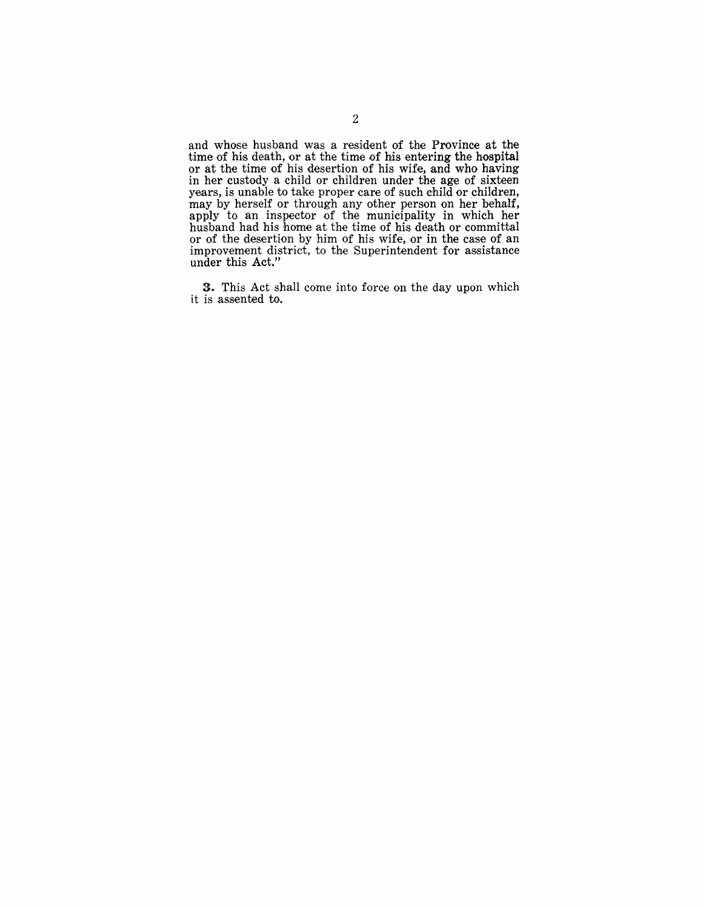and whose husband was a resident of the Province at the time of his death, or at the time of his entering the hospital or at the time of his desertion of his wife, and who having in her custody a child or children under the age of sixteen years, is unable to take proper care of such child or children, may by herself or through any other person on her behalf, apply to an inspector of the municipality in which her husband had his home at the time of his death or committal or of the desertion by him of his wife, or in the case of an improvement district, to the Superintendent for assistance under this Act."

**3.** This Act shall come into force on the day upon which it is assented to.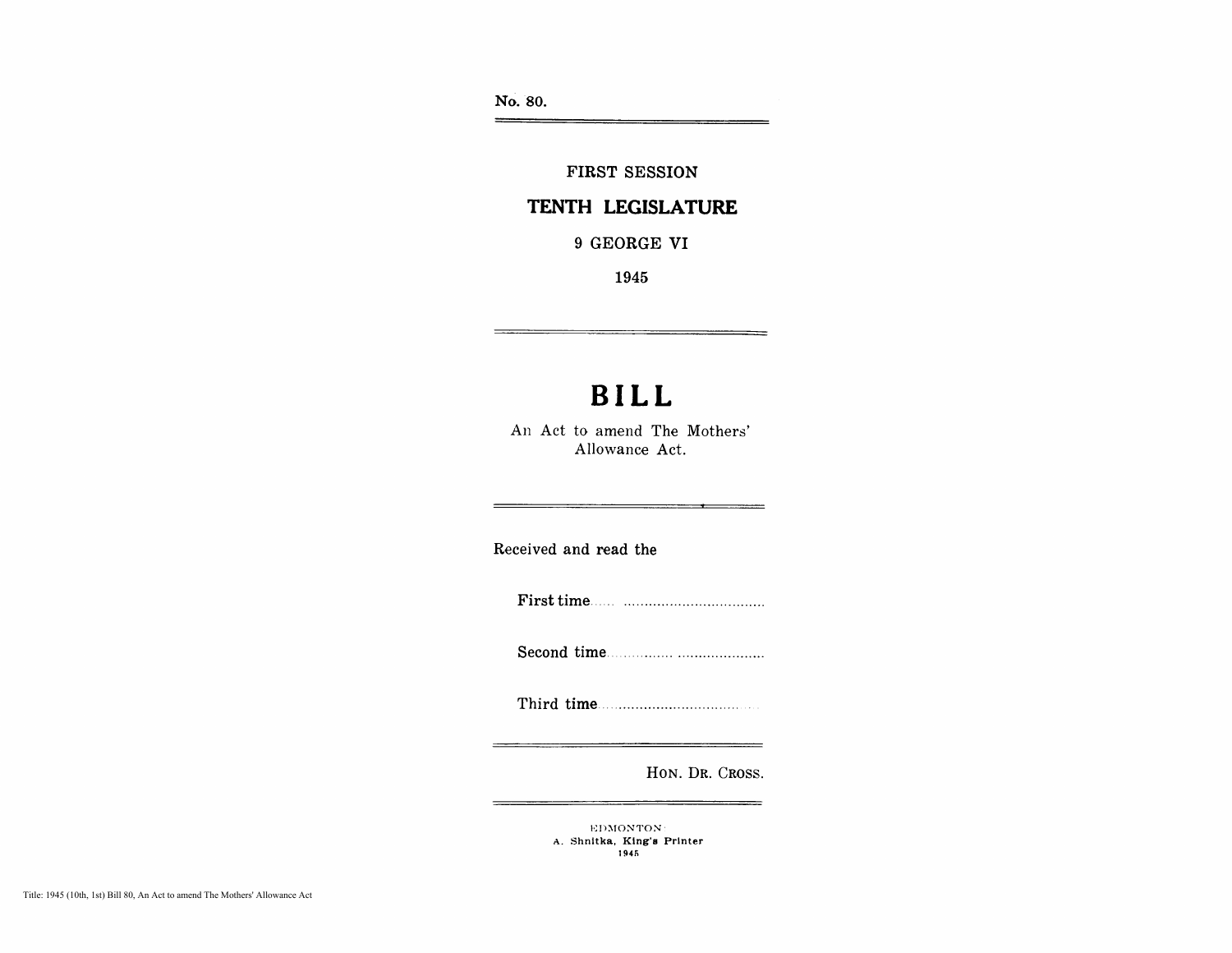No. 80.

FIRST SESSION

# TENTH LEGISLATURE

9 GEORGE VI

1945

# BILL

An Act to amend The Mothers' Allowance Act.

Received and read the

First time..................................

Second time..................................

Third time..................................

HON. DR. CROSS.

EDMONTON
A. Shnitka, King's Printer
1945

Title: 1945 (10th, 1st) Bill 80, An Act to amend The Mothers' Allowance Act